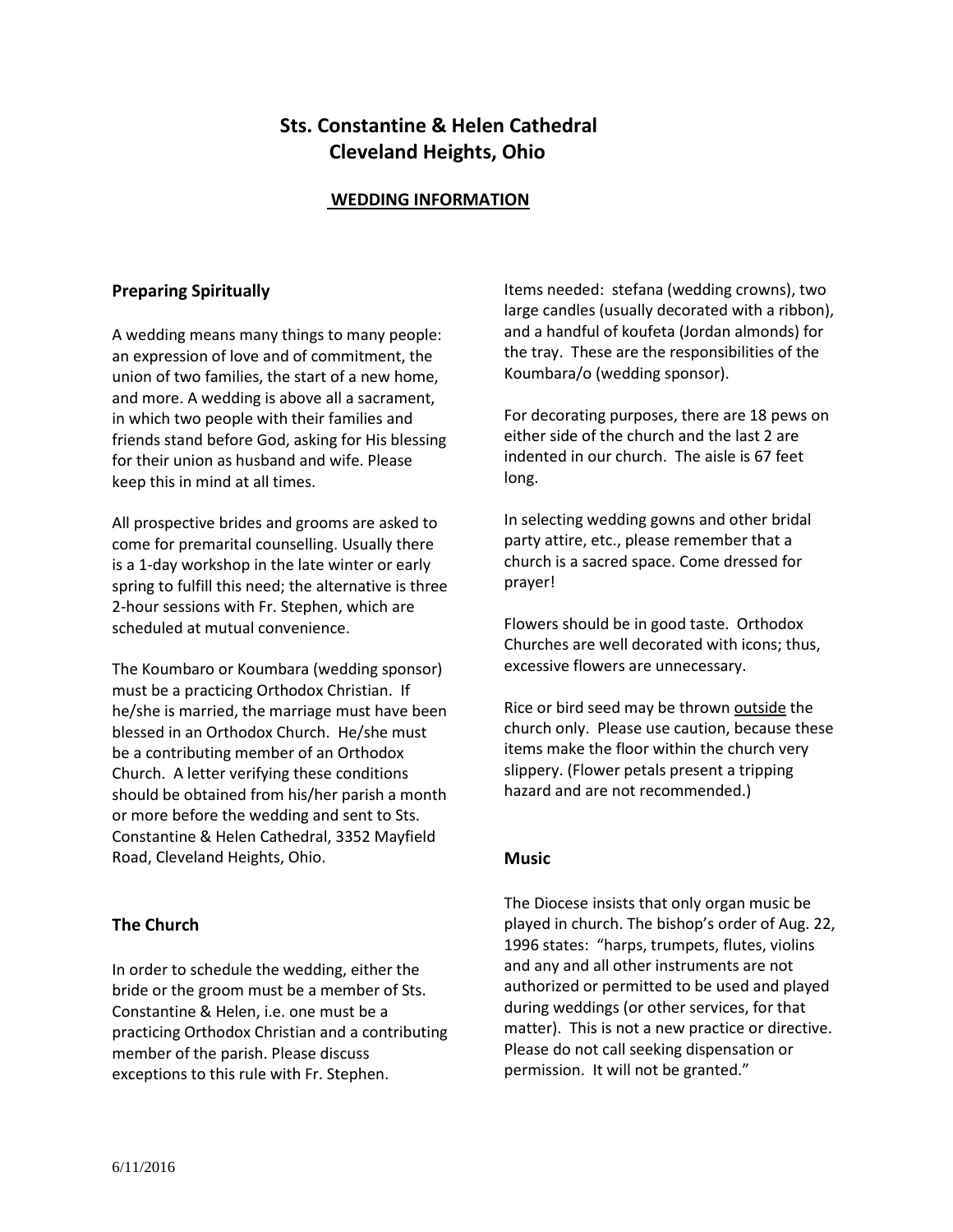# Sts. Constantine & Helen Cathedral
# Cleveland Heights, Ohio

## WEDDING INFORMATION

### Preparing Spiritually

A wedding means many things to many people: an expression of love and of commitment, the union of two families, the start of a new home, and more. A wedding is above all a sacrament, in which two people with their families and friends stand before God, asking for His blessing for their union as husband and wife. Please keep this in mind at all times.

All prospective brides and grooms are asked to come for premarital counselling. Usually there is a 1-day workshop in the late winter or early spring to fulfill this need; the alternative is three 2-hour sessions with Fr. Stephen, which are scheduled at mutual convenience.

The Koumbaro or Koumbara (wedding sponsor) must be a practicing Orthodox Christian. If he/she is married, the marriage must have been blessed in an Orthodox Church. He/she must be a contributing member of an Orthodox Church. A letter verifying these conditions should be obtained from his/her parish a month or more before the wedding and sent to Sts. Constantine & Helen Cathedral, 3352 Mayfield Road, Cleveland Heights, Ohio.

### The Church

In order to schedule the wedding, either the bride or the groom must be a member of Sts. Constantine & Helen, i.e. one must be a practicing Orthodox Christian and a contributing member of the parish. Please discuss exceptions to this rule with Fr. Stephen.

Items needed: stefana (wedding crowns), two large candles (usually decorated with a ribbon), and a handful of koufeta (Jordan almonds) for the tray. These are the responsibilities of the Koumbara/o (wedding sponsor).

For decorating purposes, there are 18 pews on either side of the church and the last 2 are indented in our church. The aisle is 67 feet long.

In selecting wedding gowns and other bridal party attire, etc., please remember that a church is a sacred space. Come dressed for prayer!

Flowers should be in good taste. Orthodox Churches are well decorated with icons; thus, excessive flowers are unnecessary.

Rice or bird seed may be thrown <u>outside</u> the church only. Please use caution, because these items make the floor within the church very slippery. (Flower petals present a tripping hazard and are not recommended.)

### Music

The Diocese insists that only organ music be played in church. The bishop's order of Aug. 22, 1996 states: "harps, trumpets, flutes, violins and any and all other instruments are not authorized or permitted to be used and played during weddings (or other services, for that matter). This is not a new practice or directive. Please do not call seeking dispensation or permission. It will not be granted."

6/11/2016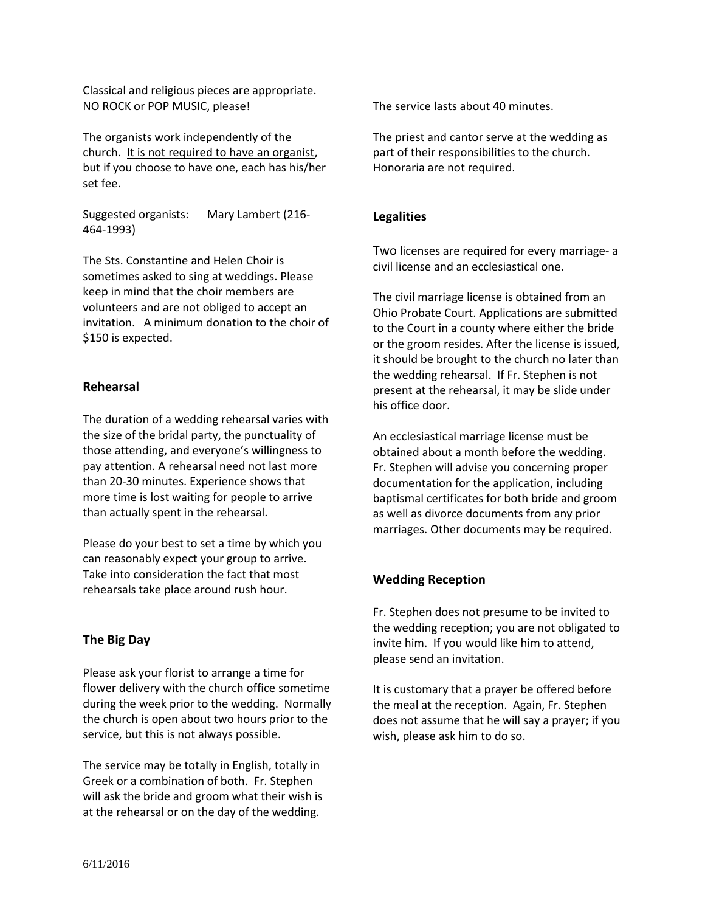Classical and religious pieces are appropriate. NO ROCK or POP MUSIC, please!

The organists work independently of the church. <u>It is not required to have an organist</u>, but if you choose to have one, each has his/her set fee.

Suggested organists: Mary Lambert (216-464-1993)

The Sts. Constantine and Helen Choir is sometimes asked to sing at weddings. Please keep in mind that the choir members are volunteers and are not obliged to accept an invitation. A minimum donation to the choir of $150 is expected.

### Rehearsal

The duration of a wedding rehearsal varies with the size of the bridal party, the punctuality of those attending, and everyone's willingness to pay attention. A rehearsal need not last more than 20-30 minutes. Experience shows that more time is lost waiting for people to arrive than actually spent in the rehearsal.

Please do your best to set a time by which you can reasonably expect your group to arrive. Take into consideration the fact that most rehearsals take place around rush hour.

### The Big Day

Please ask your florist to arrange a time for flower delivery with the church office sometime during the week prior to the wedding. Normally the church is open about two hours prior to the service, but this is not always possible.

The service may be totally in English, totally in Greek or a combination of both. Fr. Stephen will ask the bride and groom what their wish is at the rehearsal or on the day of the wedding.

The service lasts about 40 minutes.

The priest and cantor serve at the wedding as part of their responsibilities to the church. Honoraria are not required.

### Legalities

Two licenses are required for every marriage- a civil license and an ecclesiastical one.

The civil marriage license is obtained from an Ohio Probate Court. Applications are submitted to the Court in a county where either the bride or the groom resides. After the license is issued, it should be brought to the church no later than the wedding rehearsal. If Fr. Stephen is not present at the rehearsal, it may be slide under his office door.

An ecclesiastical marriage license must be obtained about a month before the wedding. Fr. Stephen will advise you concerning proper documentation for the application, including baptismal certificates for both bride and groom as well as divorce documents from any prior marriages. Other documents may be required.

### Wedding Reception

Fr. Stephen does not presume to be invited to the wedding reception; you are not obligated to invite him. If you would like him to attend, please send an invitation.

It is customary that a prayer be offered before the meal at the reception. Again, Fr. Stephen does not assume that he will say a prayer; if you wish, please ask him to do so.

6/11/2016